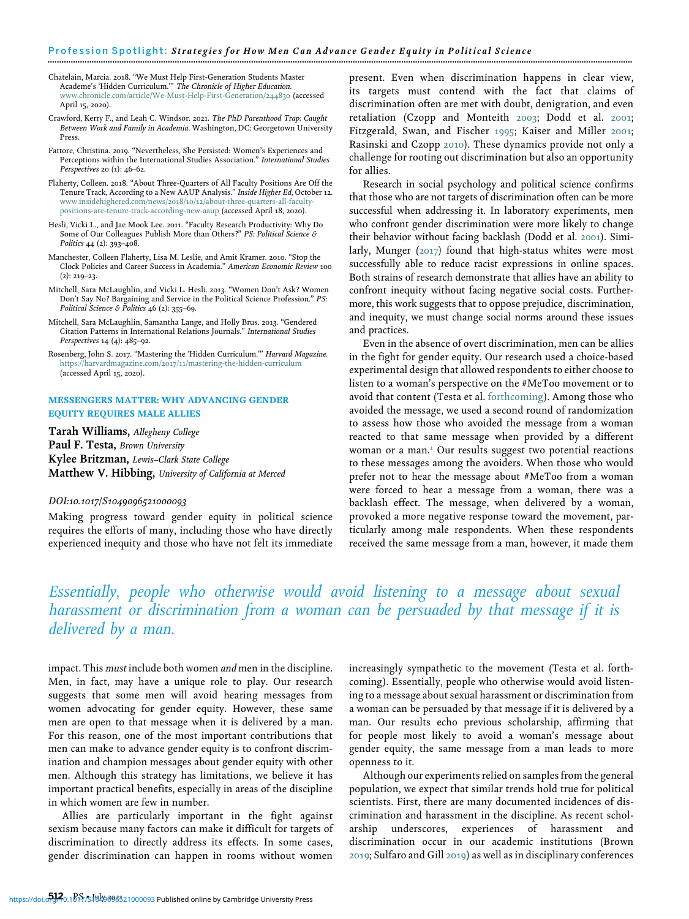Chatelain, Marcia. 2018. "We Must Help First-Generation Students Master Academe's 'Hidden Curriculum.'" *The Chronicle of Higher Education*. www.chronicle.com/article/We-Must-Help-First-Generation/244830 (accessed April 15, 2020).

Crawford, Kerry F., and Leah C. Windsor. 2021. *The PhD Parenthood Trap: Caught Between Work and Family in Academia*. Washington, DC: Georgetown University Press.

Fattore, Christina. 2019. "Nevertheless, She Persisted: Women's Experiences and Perceptions within the International Studies Association." *International Studies Perspectives* 20 (1): 46–62.

Flaherty, Colleen. 2018. "About Three-Quarters of All Faculty Positions Are Off the Tenure Track, According to a New AAUP Analysis." *Inside Higher Ed*, October 12. www.insidehighered.com/news/2018/10/12/about-three-quarters-all-faculty-positions-are-tenure-track-according-new-aaup (accessed April 18, 2020).

Hesli, Vicki L., and Jae Mook Lee. 2011. "Faculty Research Productivity: Why Do Some of Our Colleagues Publish More than Others?" *PS: Political Science & Politics* 44 (2): 393–408.

Manchester, Colleen Flaherty, Lisa M. Leslie, and Amit Kramer. 2010. "Stop the Clock Policies and Career Success in Academia." *American Economic Review* 100 (2): 219–23.

Mitchell, Sara McLaughlin, and Vicki L. Hesli. 2013. "Women Don't Ask? Women Don't Say No? Bargaining and Service in the Political Science Profession." *PS: Political Science & Politics* 46 (2): 355–69.

Mitchell, Sara McLaughlin, Samantha Lange, and Holly Brus. 2013. "Gendered Citation Patterns in International Relations Journals." *International Studies Perspectives* 14 (4): 485–92.

Rosenberg, John S. 2017. "Mastering the 'Hidden Curriculum.'" *Harvard Magazine*. https://harvardmagazine.com/2017/11/mastering-the-hidden-curriculum (accessed April 15, 2020).

## MESSENGERS MATTER: WHY ADVANCING GENDER EQUITY REQUIRES MALE ALLIES

**Tarah Williams**, *Allegheny College*
**Paul F. Testa**, *Brown University*
**Kylee Britzman**, *Lewis–Clark State College*
**Matthew V. Hibbing**, *University of California at Merced*

*DOI:10.1017/S1049096521000093*

Making progress toward gender equity in political science requires the efforts of many, including those who have directly experienced inequity and those who have not felt its immediate impact. This *must* include both women *and* men in the discipline. Men, in fact, may have a unique role to play. Our research suggests that some men will avoid hearing messages from women advocating for gender equity. However, these same men are open to that message when it is delivered by a man. For this reason, one of the most important contributions that men can make to advance gender equity is to confront discrimination and champion messages about gender equity with other men. Although this strategy has limitations, we believe it has important practical benefits, especially in areas of the discipline in which women are few in number.

Allies are particularly important in the fight against sexism because many factors can make it difficult for targets of discrimination to directly address its effects. In some cases, gender discrimination can happen in rooms without women present. Even when discrimination happens in clear view, its targets must contend with the fact that claims of discrimination often are met with doubt, denigration, and even retaliation (Czopp and Monteith 2003; Dodd et al. 2001; Fitzgerald, Swan, and Fischer 1995; Kaiser and Miller 2001; Rasinski and Czopp 2010). These dynamics provide not only a challenge for rooting out discrimination but also an opportunity for allies.

Research in social psychology and political science confirms that those who are not targets of discrimination often can be more successful when addressing it. In laboratory experiments, men who confront gender discrimination were more likely to change their behavior without facing backlash (Dodd et al. 2001). Similarly, Munger (2017) found that high-status whites were most successfully able to reduce racist expressions in online spaces. Both strains of research demonstrate that allies have an ability to confront inequity without facing negative social costs. Furthermore, this work suggests that to oppose prejudice, discrimination, and inequity, we must change social norms around these issues and practices.

Even in the absence of overt discrimination, men can be allies in the fight for gender equity. Our research used a choice-based experimental design that allowed respondents to either choose to listen to a woman's perspective on the #MeToo movement or to avoid that content (Testa et al. forthcoming). Among those who avoided the message, we used a second round of randomization to assess how those who avoided the message from a woman reacted to that same message when provided by a different woman or a man.[1] Our results suggest two potential reactions to these messages among the avoiders. When those who would prefer not to hear the message about #MeToo from a woman were forced to hear a message from a woman, there was a backlash effect. The message, when delivered by a woman, provoked a more negative response toward the movement, particularly among male respondents. When these respondents received the same message from a man, however, it made them increasingly sympathetic to the movement (Testa et al. forthcoming). Essentially, people who otherwise would avoid listening to a message about sexual harassment or discrimination from a woman can be persuaded by that message if it is delivered by a man. Our results echo previous scholarship, affirming that for people most likely to avoid a woman's message about gender equity, the same message from a man leads to more openness to it.

*Essentially, people who otherwise would avoid listening to a message about sexual harassment or discrimination from a woman can be persuaded by that message if it is delivered by a man.*

Although our experiments relied on samples from the general population, we expect that similar trends hold true for political scientists. First, there are many documented incidences of discrimination and harassment in the discipline. As recent scholarship underscores, experiences of harassment and discrimination occur in our academic institutions (Brown 2019; Sulfaro and Gill 2019) as well as in disciplinary conferences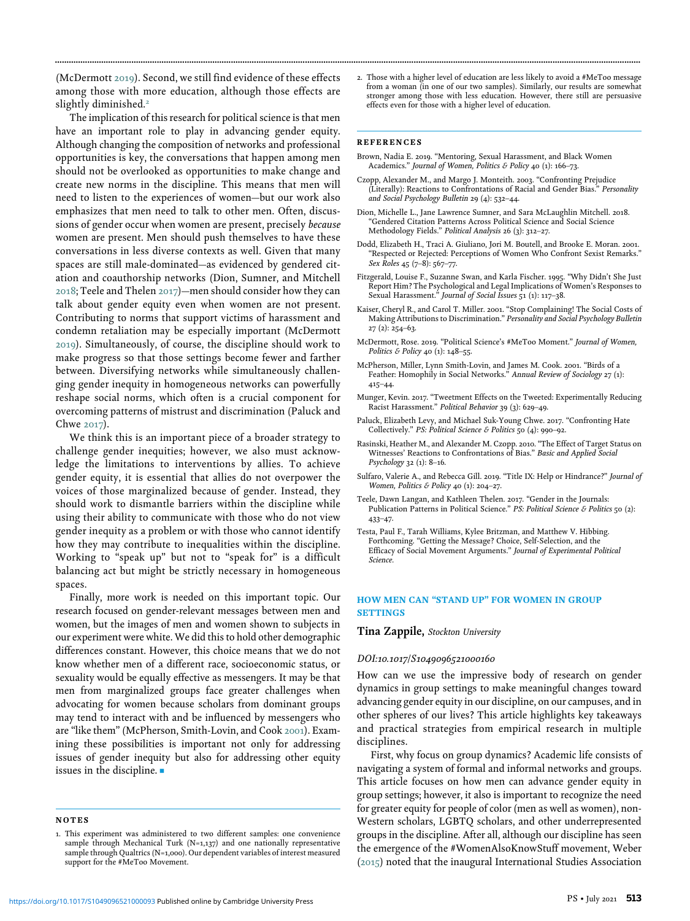(McDermott 2019). Second, we still find evidence of these effects among those with more education, although those effects are slightly diminished.[2]

The implication of this research for political science is that men have an important role to play in advancing gender equity. Although changing the composition of networks and professional opportunities is key, the conversations that happen among men should not be overlooked as opportunities to make change and create new norms in the discipline. This means that men will need to listen to the experiences of women—but our work also emphasizes that men need to talk to other men. Often, discussions of gender occur when women are present, precisely *because* women are present. Men should push themselves to have these conversations in less diverse contexts as well. Given that many spaces are still male-dominated—as evidenced by gendered citation and coauthorship networks (Dion, Sumner, and Mitchell 2018; Teele and Thelen 2017)—men should consider how they can talk about gender equity even when women are not present. Contributing to norms that support victims of harassment and condemn retaliation may be especially important (McDermott 2019). Simultaneously, of course, the discipline should work to make progress so that those settings become fewer and farther between. Diversifying networks while simultaneously challenging gender inequity in homogeneous networks can powerfully reshape social norms, which often is a crucial component for overcoming patterns of mistrust and discrimination (Paluck and Chwe 2017).

We think this is an important piece of a broader strategy to challenge gender inequities; however, we also must acknowledge the limitations to interventions by allies. To achieve gender equity, it is essential that allies do not overpower the voices of those marginalized because of gender. Instead, they should work to dismantle barriers within the discipline while using their ability to communicate with those who do not view gender inequity as a problem or with those who cannot identify how they may contribute to inequalities within the discipline. Working to "speak up" but not to "speak for" is a difficult balancing act but might be strictly necessary in homogeneous spaces.

Finally, more work is needed on this important topic. Our research focused on gender-relevant messages between men and women, but the images of men and women shown to subjects in our experiment were white. We did this to hold other demographic differences constant. However, this choice means that we do not know whether men of a different race, socioeconomic status, or sexuality would be equally effective as messengers. It may be that men from marginalized groups face greater challenges when advocating for women because scholars from dominant groups may tend to interact with and be influenced by messengers who are "like them" (McPherson, Smith-Lovin, and Cook 2001). Examining these possibilities is important not only for addressing issues of gender inequity but also for addressing other equity issues in the discipline. ■

## NOTES

1. This experiment was administered to two different samples: one convenience sample through Mechanical Turk (N=1,137) and one nationally representative sample through Qualtrics (N=1,000). Our dependent variables of interest measured support for the #MeToo Movement.
2. Those with a higher level of education are less likely to avoid a #MeToo message from a woman (in one of our two samples). Similarly, our results are somewhat stronger among those with less education. However, there still are persuasive effects even for those with a higher level of education.

## REFERENCES

Brown, Nadia E. 2019. "Mentoring, Sexual Harassment, and Black Women Academics." *Journal of Women, Politics & Policy* 40 (1): 166–73.

Czopp, Alexander M., and Margo J. Monteith. 2003. "Confronting Prejudice (Literally): Reactions to Confrontations of Racial and Gender Bias." *Personality and Social Psychology Bulletin* 29 (4): 532–44.

Dion, Michelle L., Jane Lawrence Sumner, and Sara McLaughlin Mitchell. 2018. "Gendered Citation Patterns Across Political Science and Social Science Methodology Fields." *Political Analysis* 26 (3): 312–27.

Dodd, Elizabeth H., Traci A. Giuliano, Jori M. Boutell, and Brooke E. Moran. 2001. "Respected or Rejected: Perceptions of Women Who Confront Sexist Remarks." *Sex Roles* 45 (7–8): 567–77.

Fitzgerald, Louise F., Suzanne Swan, and Karla Fischer. 1995. "Why Didn't She Just Report Him? The Psychological and Legal Implications of Women's Responses to Sexual Harassment." *Journal of Social Issues* 51 (1): 117–38.

Kaiser, Cheryl R., and Carol T. Miller. 2001. "Stop Complaining! The Social Costs of Making Attributions to Discrimination." *Personality and Social Psychology Bulletin* 27 (2): 254–63.

McDermott, Rose. 2019. "Political Science's #MeToo Moment." *Journal of Women, Politics & Policy* 40 (1): 148–55.

McPherson, Miller, Lynn Smith-Lovin, and James M. Cook. 2001. "Birds of a Feather: Homophily in Social Networks." *Annual Review of Sociology* 27 (1): 415–44.

Munger, Kevin. 2017. "Tweetment Effects on the Tweeted: Experimentally Reducing Racist Harassment." *Political Behavior* 39 (3): 629–49.

Paluck, Elizabeth Levy, and Michael Suk-Young Chwe. 2017. "Confronting Hate Collectively." *PS: Political Science & Politics* 50 (4): 990–92.

Rasinski, Heather M., and Alexander M. Czopp. 2010. "The Effect of Target Status on Witnesses' Reactions to Confrontations of Bias." *Basic and Applied Social Psychology* 32 (1): 8–16.

Sulfaro, Valerie A., and Rebecca Gill. 2019. "Title IX: Help or Hindrance?" *Journal of Women, Politics & Policy* 40 (1): 204–27.

Teele, Dawn Langan, and Kathleen Thelen. 2017. "Gender in the Journals: Publication Patterns in Political Science." *PS: Political Science & Politics* 50 (2): 433–47.

Testa, Paul F., Tarah Williams, Kylee Britzman, and Matthew V. Hibbing. Forthcoming. "Getting the Message? Choice, Self-Selection, and the Efficacy of Social Movement Arguments." *Journal of Experimental Political Science.*

## HOW MEN CAN "STAND UP" FOR WOMEN IN GROUP SETTINGS

**Tina Zappile,** *Stockton University*

*DOI:10.1017/S1049096521000160*

How can we use the impressive body of research on gender dynamics in group settings to make meaningful changes toward advancing gender equity in our discipline, on our campuses, and in other spheres of our lives? This article highlights key takeaways and practical strategies from empirical research in multiple disciplines.

First, why focus on group dynamics? Academic life consists of navigating a system of formal and informal networks and groups. This article focuses on how men can advance gender equity in group settings; however, it also is important to recognize the need for greater equity for people of color (men as well as women), non-Western scholars, LGBTQ scholars, and other underrepresented groups in the discipline. After all, although our discipline has seen the emergence of the #WomenAlsoKnowStuff movement, Weber (2015) noted that the inaugural International Studies Association